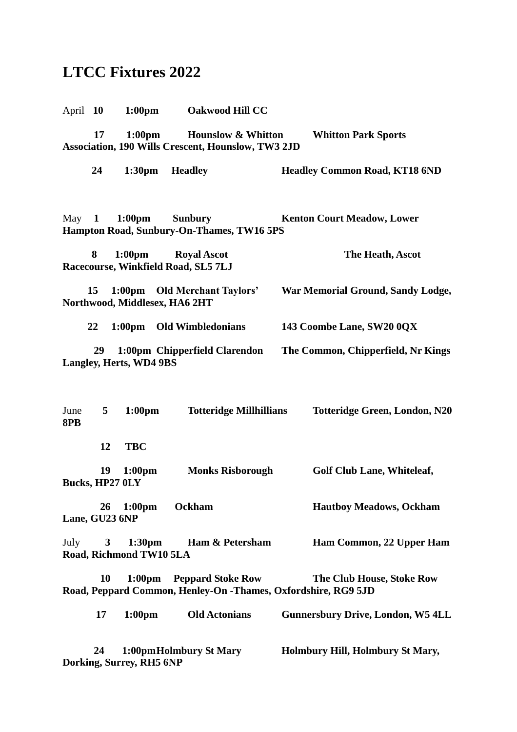# LTCC Fixtures 2022

| Month | Date | Time | Opponent | Venue |
|---|---|---|---|---|
| April | **10** | **1:00pm** | **Oakwood Hill CC** | |
| | **17** | **1:00pm** | **Hounslow & Whitton** | **Whitton Park Sports Association, 190 Wills Crescent, Hounslow, TW3 2JD** |
| | **24** | **1:30pm** | **Headley** | **Headley Common Road, KT18 6ND** |
| May | **1** | **1:00pm** | **Sunbury** | **Kenton Court Meadow, Lower Hampton Road, Sunbury-On-Thames, TW16 5PS** |
| | **8** | **1:00pm** | **Royal Ascot** | **The Heath, Ascot Racecourse, Winkfield Road, SL5 7LJ** |
| | **15** | **1:00pm** | **Old Merchant Taylors'** | **War Memorial Ground, Sandy Lodge, Northwood, Middlesex, HA6 2HT** |
| | **22** | **1:00pm** | **Old Wimbledonians** | **143 Coombe Lane, SW20 0QX** |
| | **29** | **1:00pm** | **Chipperfield Clarendon** | **The Common, Chipperfield, Nr Kings Langley, Herts, WD4 9BS** |
| June | **5** | **1:00pm** | **Totteridge Millhillians** | **Totteridge Green, London, N20 8PB** |
| | **12** | **TBC** | | |
| | **19** | **1:00pm** | **Monks Risborough** | **Golf Club Lane, Whiteleaf, Bucks, HP27 0LY** |
| | **26** | **1:00pm** | **Ockham** | **Hautboy Meadows, Ockham Lane, GU23 6NP** |
| July | **3** | **1:30pm** | **Ham & Petersham** | **Ham Common, 22 Upper Ham Road, Richmond TW10 5LA** |
| | **10** | **1:00pm** | **Peppard Stoke Row** | **The Club House, Stoke Row Road, Peppard Common, Henley-On -Thames, Oxfordshire, RG9 5JD** |
| | **17** | **1:00pm** | **Old Actonians** | **Gunnersbury Drive, London, W5 4LL** |
| | **24** | **1:00pm** | **Holmbury St Mary** | **Holmbury Hill, Holmbury St Mary, Dorking, Surrey, RH5 6NP** |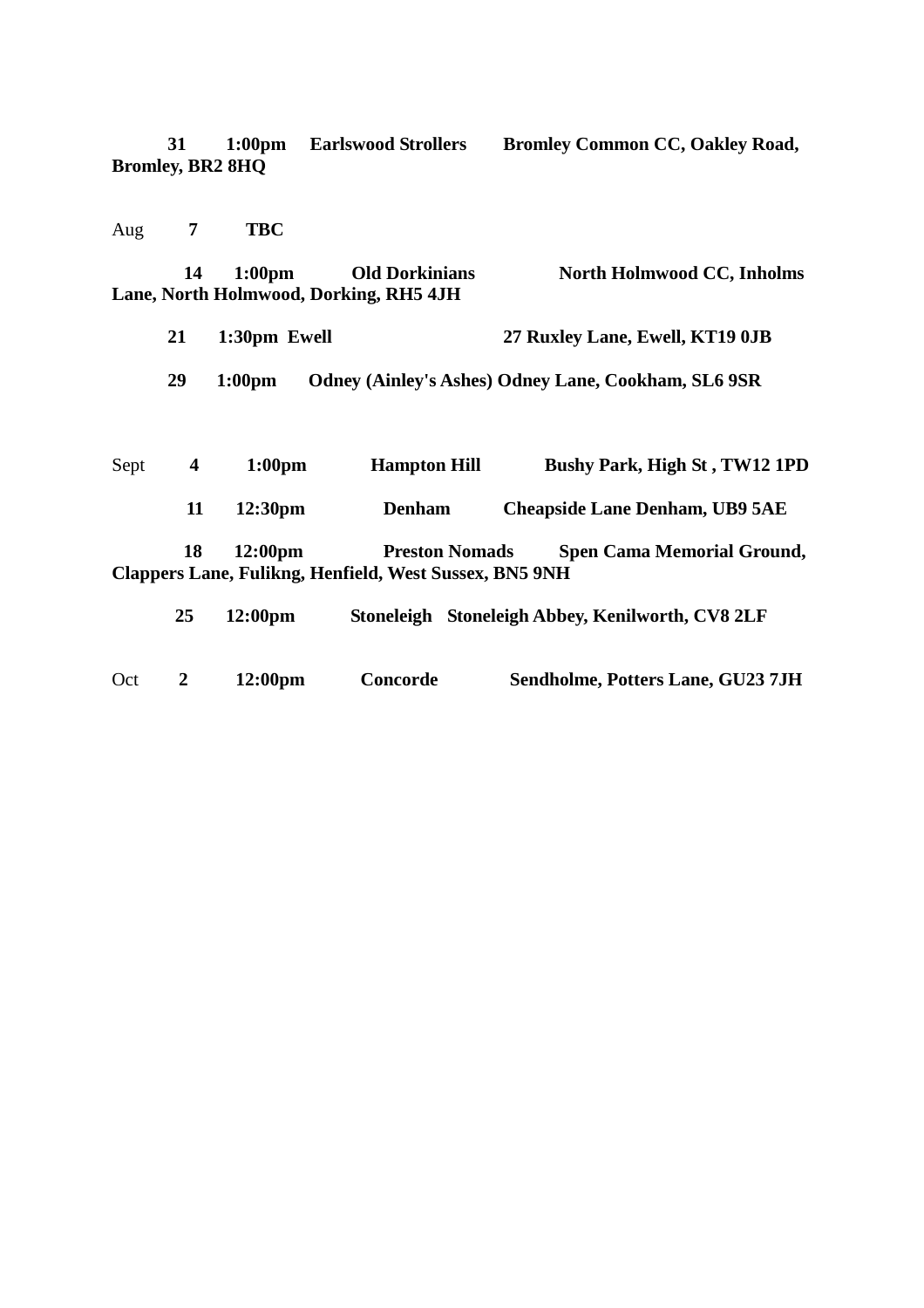**31 1:00pm Earlswood Strollers Bromley Common CC, Oakley Road, Bromley, BR2 8HQ**

Aug **7 TBC**

**14 1:00pm Old Dorkinians North Holmwood CC, Inholms Lane, North Holmwood, Dorking, RH5 4JH**

**21 1:30pm Ewell 27 Ruxley Lane, Ewell, KT19 0JB**

**29 1:00pm Odney (Ainley's Ashes) Odney Lane, Cookham, SL6 9SR**

Sept **4 1:00pm Hampton Hill Bushy Park, High St , TW12 1PD**

**11 12:30pm Denham Cheapside Lane Denham, UB9 5AE**

**18 12:00pm Preston Nomads Spen Cama Memorial Ground, Clappers Lane, Fulikng, Henfield, West Sussex, BN5 9NH**

**25 12:00pm Stoneleigh Stoneleigh Abbey, Kenilworth, CV8 2LF**

Oct **2 12:00pm Concorde Sendholme, Potters Lane, GU23 7JH**